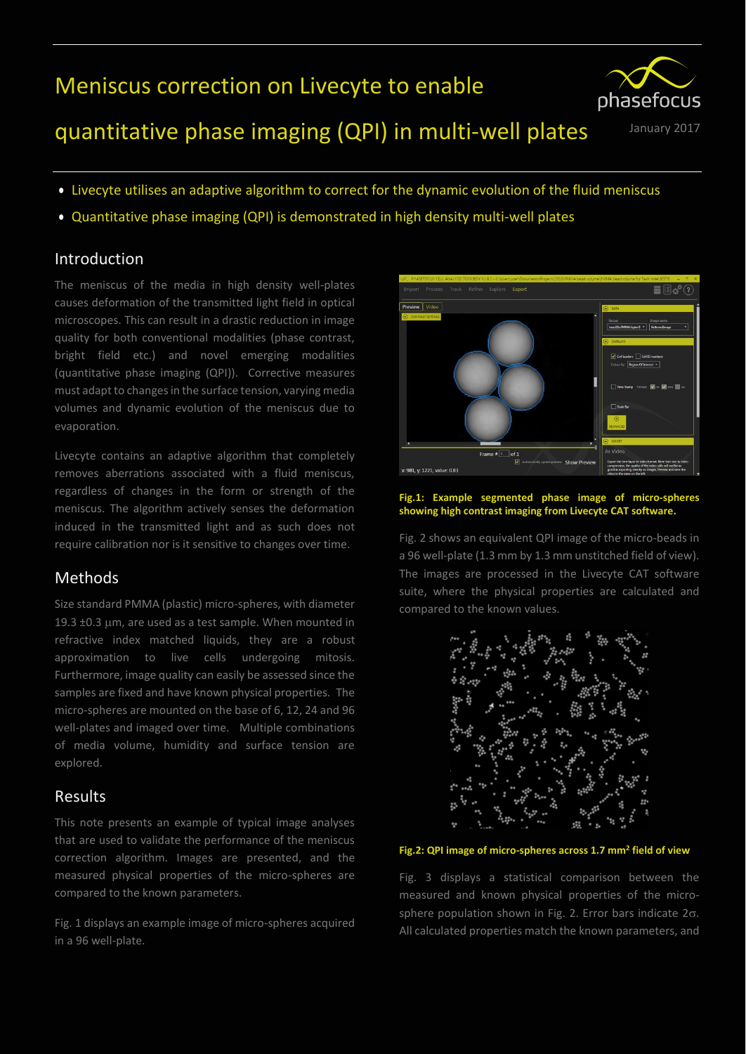# Meniscus correction on Livecyte to enable quantitative phase imaging (QPI) in multi-well plates

January 2017

- Livecyte utilises an adaptive algorithm to correct for the dynamic evolution of the fluid meniscus
- Quantitative phase imaging (QPI) is demonstrated in high density multi-well plates

## Introduction

The meniscus of the media in high density well-plates causes deformation of the transmitted light field in optical microscopes. This can result in a drastic reduction in image quality for both conventional modalities (phase contrast, bright field etc.) and novel emerging modalities (quantitative phase imaging (QPI)). Corrective measures must adapt to changes in the surface tension, varying media volumes and dynamic evolution of the meniscus due to evaporation.

Livecyte contains an adaptive algorithm that completely removes aberrations associated with a fluid meniscus, regardless of changes in the form or strength of the meniscus. The algorithm actively senses the deformation induced in the transmitted light and as such does not require calibration nor is it sensitive to changes over time.

## Methods

Size standard PMMA (plastic) micro-spheres, with diameter 19.3 ±0.3 μm, are used as a test sample. When mounted in refractive index matched liquids, they are a robust approximation to live cells undergoing mitosis. Furthermore, image quality can easily be assessed since the samples are fixed and have known physical properties. The micro-spheres are mounted on the base of 6, 12, 24 and 96 well-plates and imaged over time. Multiple combinations of media volume, humidity and surface tension are explored.

## Results

This note presents an example of typical image analyses that are used to validate the performance of the meniscus correction algorithm. Images are presented, and the measured physical properties of the micro-spheres are compared to the known parameters.

Fig. 1 displays an example image of micro-spheres acquired in a 96 well-plate.

**Fig.1: Example segmented phase image of micro-spheres showing high contrast imaging from Livecyte CAT software.**

Fig. 2 shows an equivalent QPI image of the micro-beads in a 96 well-plate (1.3 mm by 1.3 mm unstitched field of view). The images are processed in the Livecyte CAT software suite, where the physical properties are calculated and compared to the known values.

**Fig.2: QPI image of micro-spheres across 1.7 mm$^2$ field of view**

Fig. 3 displays a statistical comparison between the measured and known physical properties of the micro-sphere population shown in Fig. 2. Error bars indicate 2$\sigma$. All calculated properties match the known parameters, and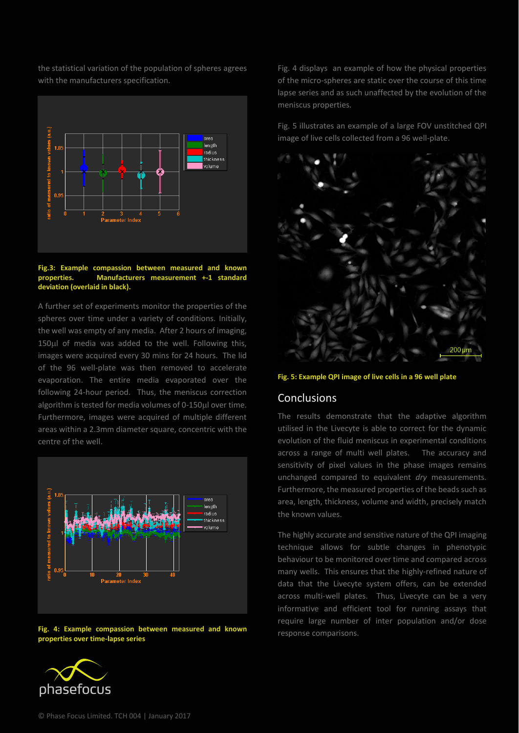the statistical variation of the population of spheres agrees with the manufacturers specification.

**Fig.3: Example compassion between measured and known properties. Manufacturers measurement +-1 standard deviation (overlaid in black).**

A further set of experiments monitor the properties of the spheres over time under a variety of conditions. Initially, the well was empty of any media. After 2 hours of imaging, 150µl of media was added to the well. Following this, images were acquired every 30 mins for 24 hours. The lid of the 96 well-plate was then removed to accelerate evaporation. The entire media evaporated over the following 24-hour period. Thus, the meniscus correction algorithm is tested for media volumes of 0-150µl over time. Furthermore, images were acquired of multiple different areas within a 2.3mm diameter square, concentric with the centre of the well.

**Fig. 4: Example compassion between measured and known properties over time-lapse series**

Fig. 4 displays an example of how the physical properties of the micro-spheres are static over the course of this time lapse series and as such unaffected by the evolution of the meniscus properties.

Fig. 5 illustrates an example of a large FOV unstitched QPI image of live cells collected from a 96 well-plate.

**Fig. 5: Example QPI image of live cells in a 96 well plate**

## Conclusions

The results demonstrate that the adaptive algorithm utilised in the Livecyte is able to correct for the dynamic evolution of the fluid meniscus in experimental conditions across a range of multi well plates. The accuracy and sensitivity of pixel values in the phase images remains unchanged compared to equivalent *dry* measurements. Furthermore, the measured properties of the beads such as area, length, thickness, volume and width, precisely match the known values.

The highly accurate and sensitive nature of the QPI imaging technique allows for subtle changes in phenotypic behaviour to be monitored over time and compared across many wells. This ensures that the highly-refined nature of data that the Livecyte system offers, can be extended across multi-well plates. Thus, Livecyte can be a very informative and efficient tool for running assays that require large number of inter population and/or dose response comparisons.

© Phase Focus Limited. TCH 004 | January 2017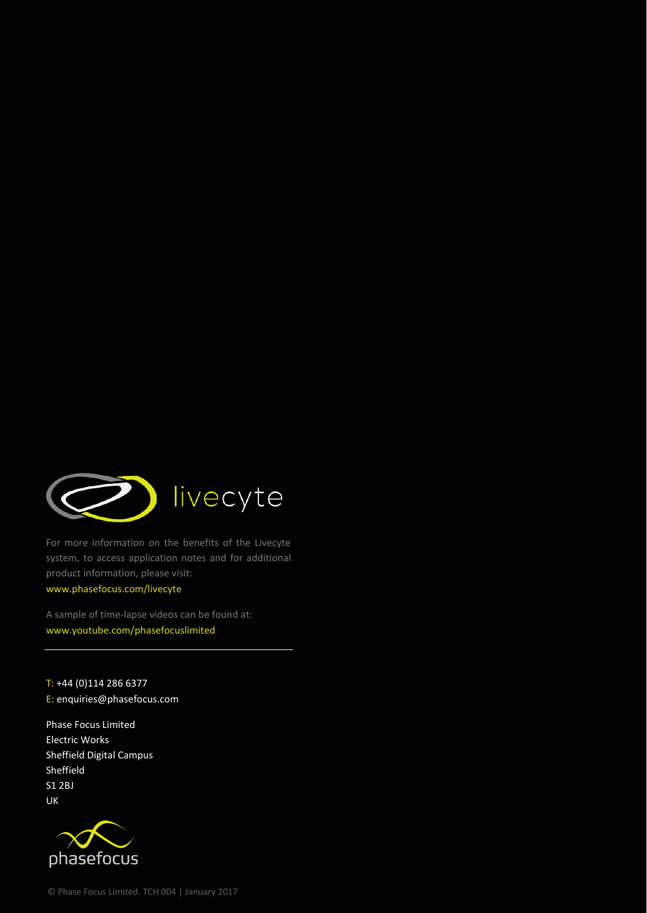livecyte

For more information on the benefits of the Livecyte system, to access application notes and for additional product information, please visit:
www.phasefocus.com/livecyte

A sample of time-lapse videos can be found at:
www.youtube.com/phasefocuslimited

---

T: +44 (0)114 286 6377
E: enquiries@phasefocus.com

Phase Focus Limited
Electric Works
Sheffield Digital Campus
Sheffield
S1 2BJ
UK

phasefocus

© Phase Focus Limited. TCH 004 | January 2017